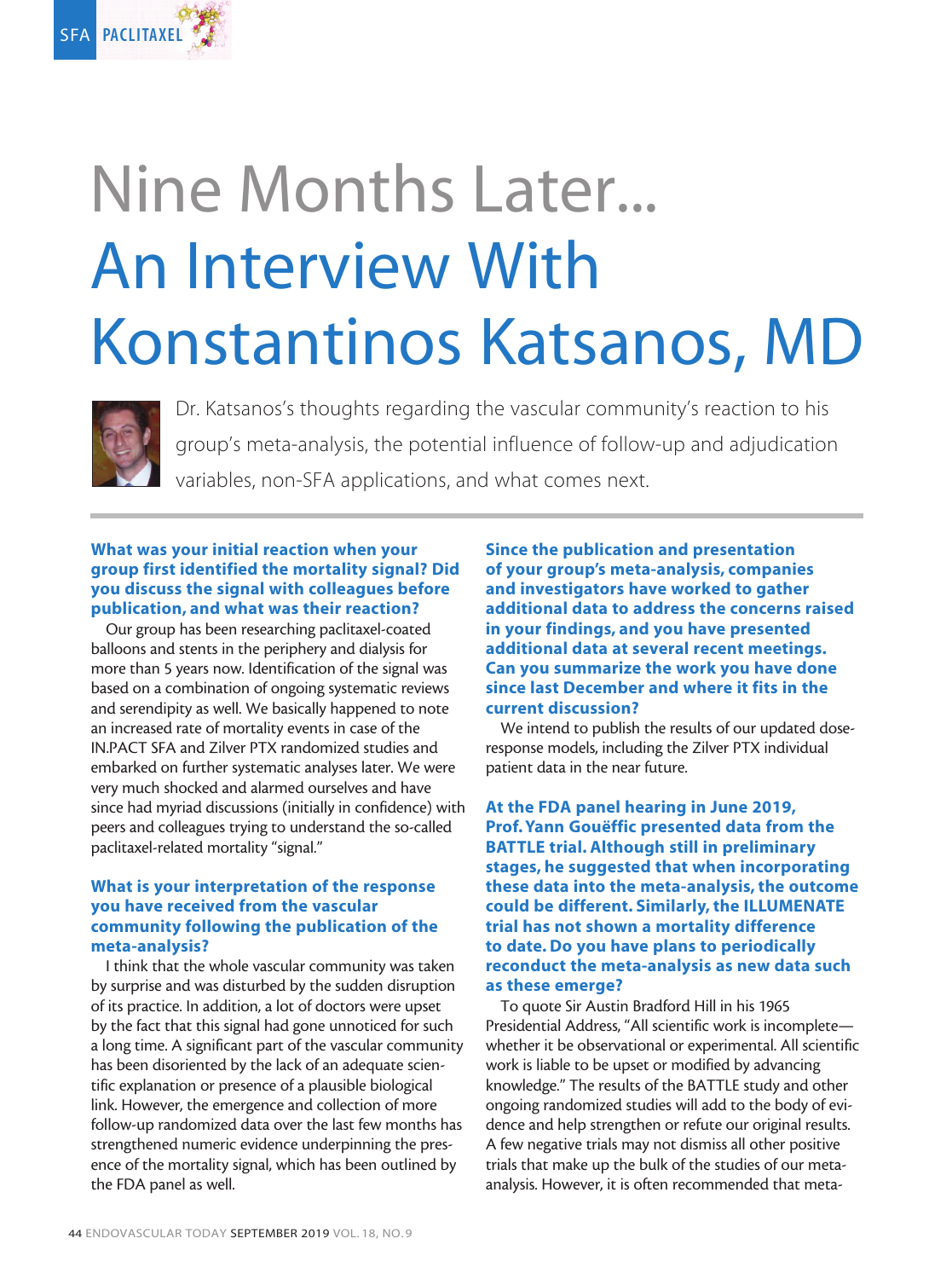# Nine Months Later...
# An Interview With Konstantinos Katsanos, MD

Dr. Katsanos's thoughts regarding the vascular community's reaction to his group's meta-analysis, the potential influence of follow-up and adjudication variables, non-SFA applications, and what comes next.

**What was your initial reaction when your group first identified the mortality signal? Did you discuss the signal with colleagues before publication, and what was their reaction?**

Our group has been researching paclitaxel-coated balloons and stents in the periphery and dialysis for more than 5 years now. Identification of the signal was based on a combination of ongoing systematic reviews and serendipity as well. We basically happened to note an increased rate of mortality events in case of the IN.PACT SFA and Zilver PTX randomized studies and embarked on further systematic analyses later. We were very much shocked and alarmed ourselves and have since had myriad discussions (initially in confidence) with peers and colleagues trying to understand the so-called paclitaxel-related mortality "signal."

**What is your interpretation of the response you have received from the vascular community following the publication of the meta-analysis?**

I think that the whole vascular community was taken by surprise and was disturbed by the sudden disruption of its practice. In addition, a lot of doctors were upset by the fact that this signal had gone unnoticed for such a long time. A significant part of the vascular community has been disoriented by the lack of an adequate scientific explanation or presence of a plausible biological link. However, the emergence and collection of more follow-up randomized data over the last few months has strengthened numeric evidence underpinning the presence of the mortality signal, which has been outlined by the FDA panel as well.

**Since the publication and presentation of your group's meta-analysis, companies and investigators have worked to gather additional data to address the concerns raised in your findings, and you have presented additional data at several recent meetings. Can you summarize the work you have done since last December and where it fits in the current discussion?**

We intend to publish the results of our updated dose-response models, including the Zilver PTX individual patient data in the near future.

**At the FDA panel hearing in June 2019, Prof. Yann Gouëffic presented data from the BATTLE trial. Although still in preliminary stages, he suggested that when incorporating these data into the meta-analysis, the outcome could be different. Similarly, the ILLUMENATE trial has not shown a mortality difference to date. Do you have plans to periodically reconduct the meta-analysis as new data such as these emerge?**

To quote Sir Austin Bradford Hill in his 1965 Presidential Address, "All scientific work is incomplete—whether it be observational or experimental. All scientific work is liable to be upset or modified by advancing knowledge." The results of the BATTLE study and other ongoing randomized studies will add to the body of evidence and help strengthen or refute our original results. A few negative trials may not dismiss all other positive trials that make up the bulk of the studies of our meta-analysis. However, it is often recommended that meta-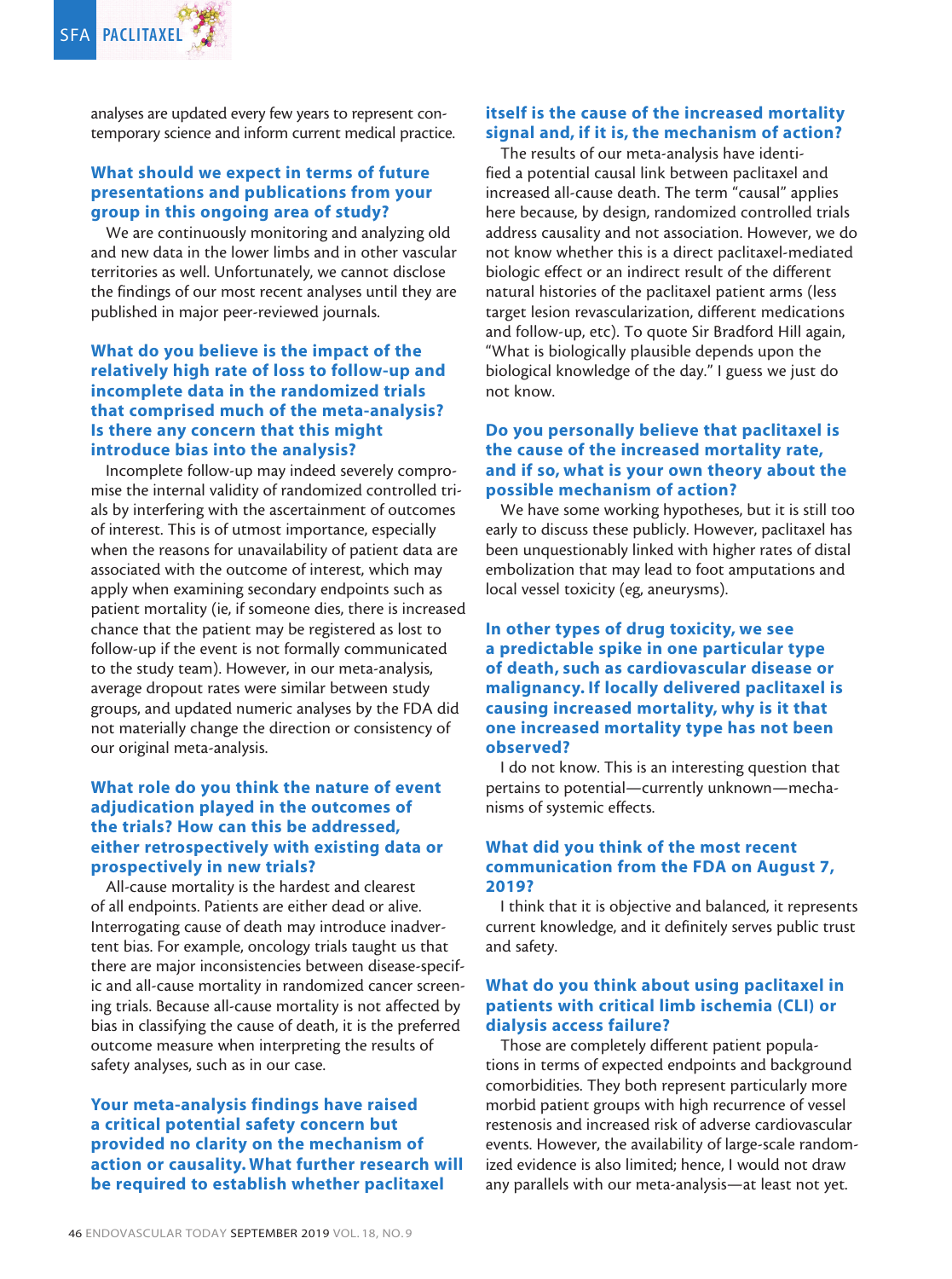analyses are updated every few years to represent contemporary science and inform current medical practice.

**What should we expect in terms of future presentations and publications from your group in this ongoing area of study?**

We are continuously monitoring and analyzing old and new data in the lower limbs and in other vascular territories as well. Unfortunately, we cannot disclose the findings of our most recent analyses until they are published in major peer-reviewed journals.

**What do you believe is the impact of the relatively high rate of loss to follow-up and incomplete data in the randomized trials that comprised much of the meta-analysis? Is there any concern that this might introduce bias into the analysis?**

Incomplete follow-up may indeed severely compromise the internal validity of randomized controlled trials by interfering with the ascertainment of outcomes of interest. This is of utmost importance, especially when the reasons for unavailability of patient data are associated with the outcome of interest, which may apply when examining secondary endpoints such as patient mortality (ie, if someone dies, there is increased chance that the patient may be registered as lost to follow-up if the event is not formally communicated to the study team). However, in our meta-analysis, average dropout rates were similar between study groups, and updated numeric analyses by the FDA did not materially change the direction or consistency of our original meta-analysis.

**What role do you think the nature of event adjudication played in the outcomes of the trials? How can this be addressed, either retrospectively with existing data or prospectively in new trials?**

All-cause mortality is the hardest and clearest of all endpoints. Patients are either dead or alive. Interrogating cause of death may introduce inadvertent bias. For example, oncology trials taught us that there are major inconsistencies between disease-specific and all-cause mortality in randomized cancer screening trials. Because all-cause mortality is not affected by bias in classifying the cause of death, it is the preferred outcome measure when interpreting the results of safety analyses, such as in our case.

**Your meta-analysis findings have raised a critical potential safety concern but provided no clarity on the mechanism of action or causality. What further research will be required to establish whether paclitaxel itself is the cause of the increased mortality signal and, if it is, the mechanism of action?**

The results of our meta-analysis have identified a potential causal link between paclitaxel and increased all-cause death. The term "causal" applies here because, by design, randomized controlled trials address causality and not association. However, we do not know whether this is a direct paclitaxel-mediated biologic effect or an indirect result of the different natural histories of the paclitaxel patient arms (less target lesion revascularization, different medications and follow-up, etc). To quote Sir Bradford Hill again, "What is biologically plausible depends upon the biological knowledge of the day." I guess we just do not know.

**Do you personally believe that paclitaxel is the cause of the increased mortality rate, and if so, what is your own theory about the possible mechanism of action?**

We have some working hypotheses, but it is still too early to discuss these publicly. However, paclitaxel has been unquestionably linked with higher rates of distal embolization that may lead to foot amputations and local vessel toxicity (eg, aneurysms).

**In other types of drug toxicity, we see a predictable spike in one particular type of death, such as cardiovascular disease or malignancy. If locally delivered paclitaxel is causing increased mortality, why is it that one increased mortality type has not been observed?**

I do not know. This is an interesting question that pertains to potential—currently unknown—mechanisms of systemic effects.

**What did you think of the most recent communication from the FDA on August 7, 2019?**

I think that it is objective and balanced, it represents current knowledge, and it definitely serves public trust and safety.

**What do you think about using paclitaxel in patients with critical limb ischemia (CLI) or dialysis access failure?**

Those are completely different patient populations in terms of expected endpoints and background comorbidities. They both represent particularly more morbid patient groups with high recurrence of vessel restenosis and increased risk of adverse cardiovascular events. However, the availability of large-scale randomized evidence is also limited; hence, I would not draw any parallels with our meta-analysis—at least not yet.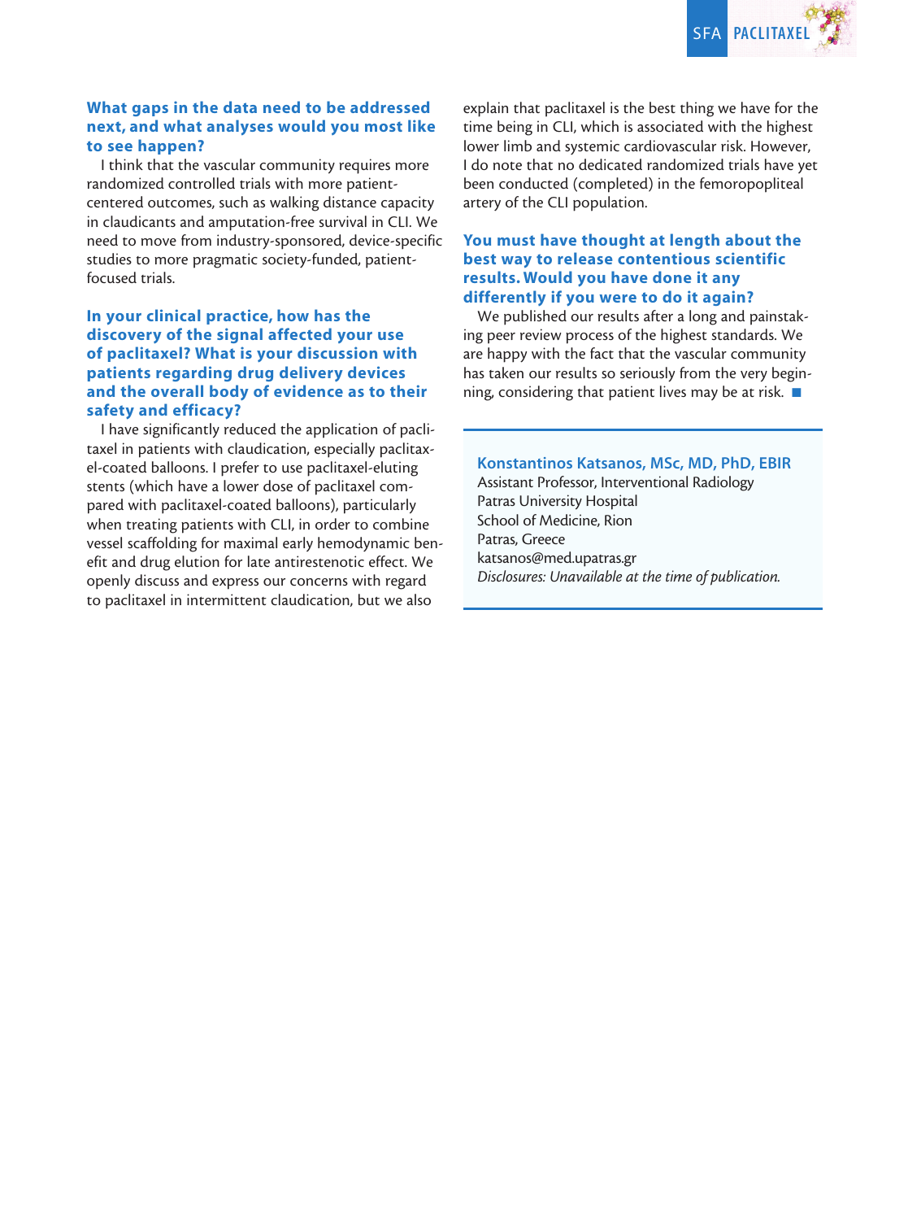### What gaps in the data need to be addressed next, and what analyses would you most like to see happen?

I think that the vascular community requires more randomized controlled trials with more patient-centered outcomes, such as walking distance capacity in claudicants and amputation-free survival in CLI. We need to move from industry-sponsored, device-specific studies to more pragmatic society-funded, patient-focused trials.

### In your clinical practice, how has the discovery of the signal affected your use of paclitaxel? What is your discussion with patients regarding drug delivery devices and the overall body of evidence as to their safety and efficacy?

I have significantly reduced the application of paclitaxel in patients with claudication, especially paclitaxel-coated balloons. I prefer to use paclitaxel-eluting stents (which have a lower dose of paclitaxel compared with paclitaxel-coated balloons), particularly when treating patients with CLI, in order to combine vessel scaffolding for maximal early hemodynamic benefit and drug elution for late antirestenotic effect. We openly discuss and express our concerns with regard to paclitaxel in intermittent claudication, but we also explain that paclitaxel is the best thing we have for the time being in CLI, which is associated with the highest lower limb and systemic cardiovascular risk. However, I do note that no dedicated randomized trials have yet been conducted (completed) in the femoropopliteal artery of the CLI population.

### You must have thought at length about the best way to release contentious scientific results. Would you have done it any differently if you were to do it again?

We published our results after a long and painstaking peer review process of the highest standards. We are happy with the fact that the vascular community has taken our results so seriously from the very beginning, considering that patient lives may be at risk. ■

---

**Konstantinos Katsanos, MSc, MD, PhD, EBIR**
Assistant Professor, Interventional Radiology
Patras University Hospital
School of Medicine, Rion
Patras, Greece
katsanos@med.upatras.gr
*Disclosures: Unavailable at the time of publication.*